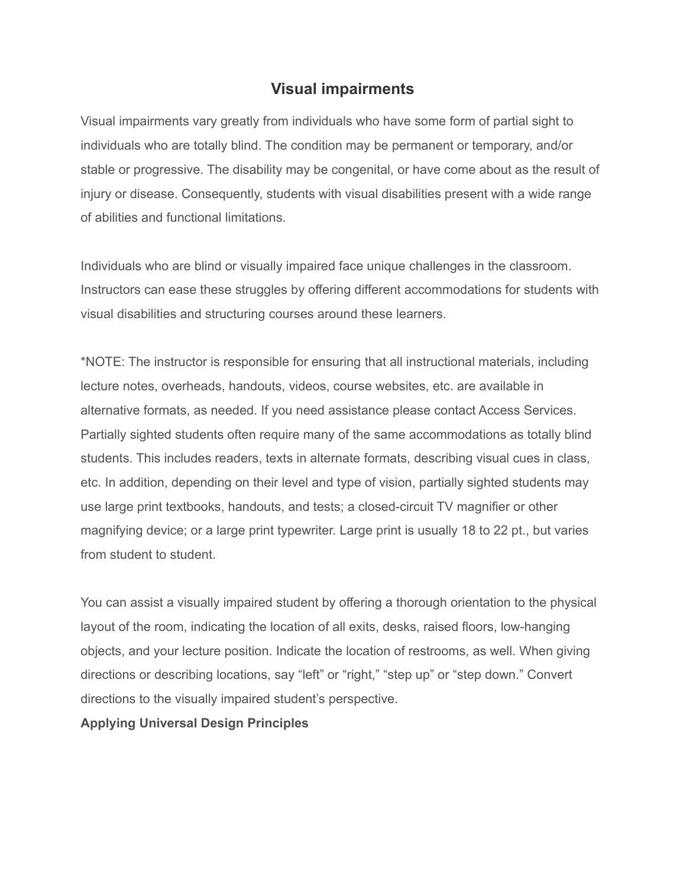# Visual impairments

Visual impairments vary greatly from individuals who have some form of partial sight to individuals who are totally blind. The condition may be permanent or temporary, and/or stable or progressive. The disability may be congenital, or have come about as the result of injury or disease. Consequently, students with visual disabilities present with a wide range of abilities and functional limitations.

Individuals who are blind or visually impaired face unique challenges in the classroom. Instructors can ease these struggles by offering different accommodations for students with visual disabilities and structuring courses around these learners.

*NOTE: The instructor is responsible for ensuring that all instructional materials, including lecture notes, overheads, handouts, videos, course websites, etc. are available in alternative formats, as needed. If you need assistance please contact Access Services. Partially sighted students often require many of the same accommodations as totally blind students. This includes readers, texts in alternate formats, describing visual cues in class, etc. In addition, depending on their level and type of vision, partially sighted students may use large print textbooks, handouts, and tests; a closed-circuit TV magnifier or other magnifying device; or a large print typewriter. Large print is usually 18 to 22 pt., but varies from student to student.

You can assist a visually impaired student by offering a thorough orientation to the physical layout of the room, indicating the location of all exits, desks, raised floors, low-hanging objects, and your lecture position. Indicate the location of restrooms, as well. When giving directions or describing locations, say “left” or “right,” “step up” or “step down.” Convert directions to the visually impaired student’s perspective.

**Applying Universal Design Principles**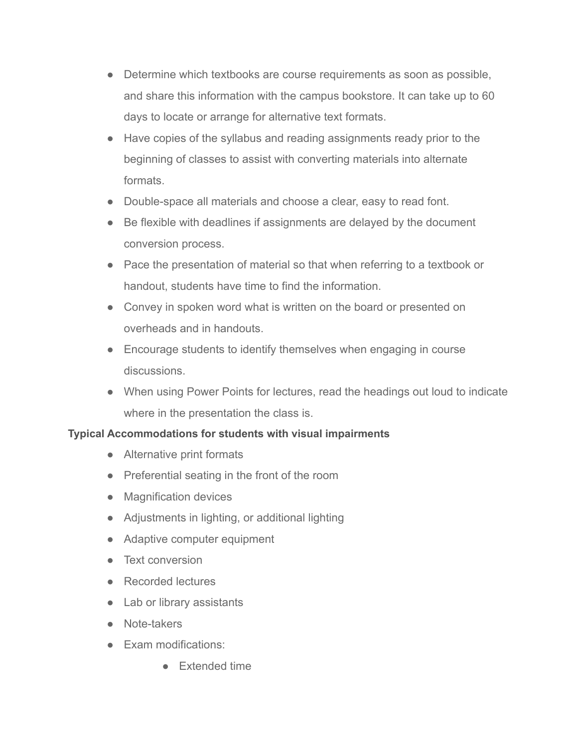- Determine which textbooks are course requirements as soon as possible, and share this information with the campus bookstore. It can take up to 60 days to locate or arrange for alternative text formats.
- Have copies of the syllabus and reading assignments ready prior to the beginning of classes to assist with converting materials into alternate formats.
- Double-space all materials and choose a clear, easy to read font.
- Be flexible with deadlines if assignments are delayed by the document conversion process.
- Pace the presentation of material so that when referring to a textbook or handout, students have time to find the information.
- Convey in spoken word what is written on the board or presented on overheads and in handouts.
- Encourage students to identify themselves when engaging in course discussions.
- When using Power Points for lectures, read the headings out loud to indicate where in the presentation the class is.

**Typical Accommodations for students with visual impairments**

- Alternative print formats
- Preferential seating in the front of the room
- Magnification devices
- Adjustments in lighting, or additional lighting
- Adaptive computer equipment
- Text conversion
- Recorded lectures
- Lab or library assistants
- Note-takers
- Exam modifications:
    - Extended time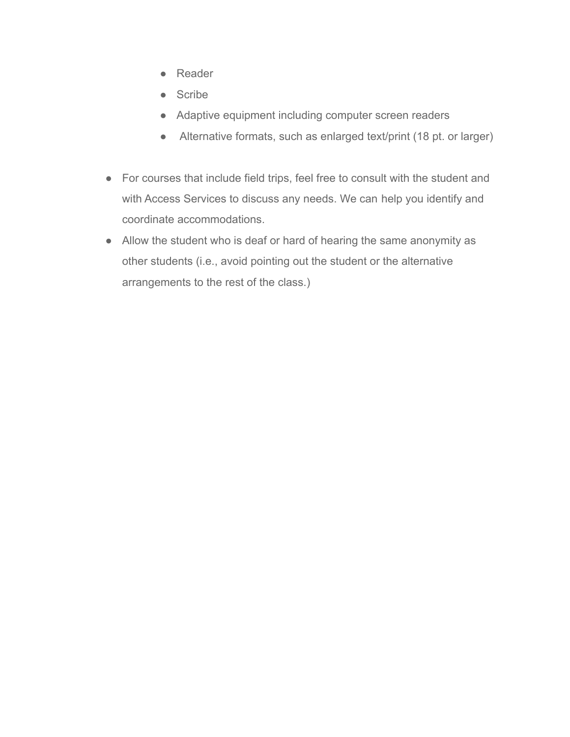- Reader
    - Scribe
    - Adaptive equipment including computer screen readers
    - Alternative formats, such as enlarged text/print (18 pt. or larger)

- For courses that include field trips, feel free to consult with the student and with Access Services to discuss any needs. We can help you identify and coordinate accommodations.
- Allow the student who is deaf or hard of hearing the same anonymity as other students (i.e., avoid pointing out the student or the alternative arrangements to the rest of the class.)